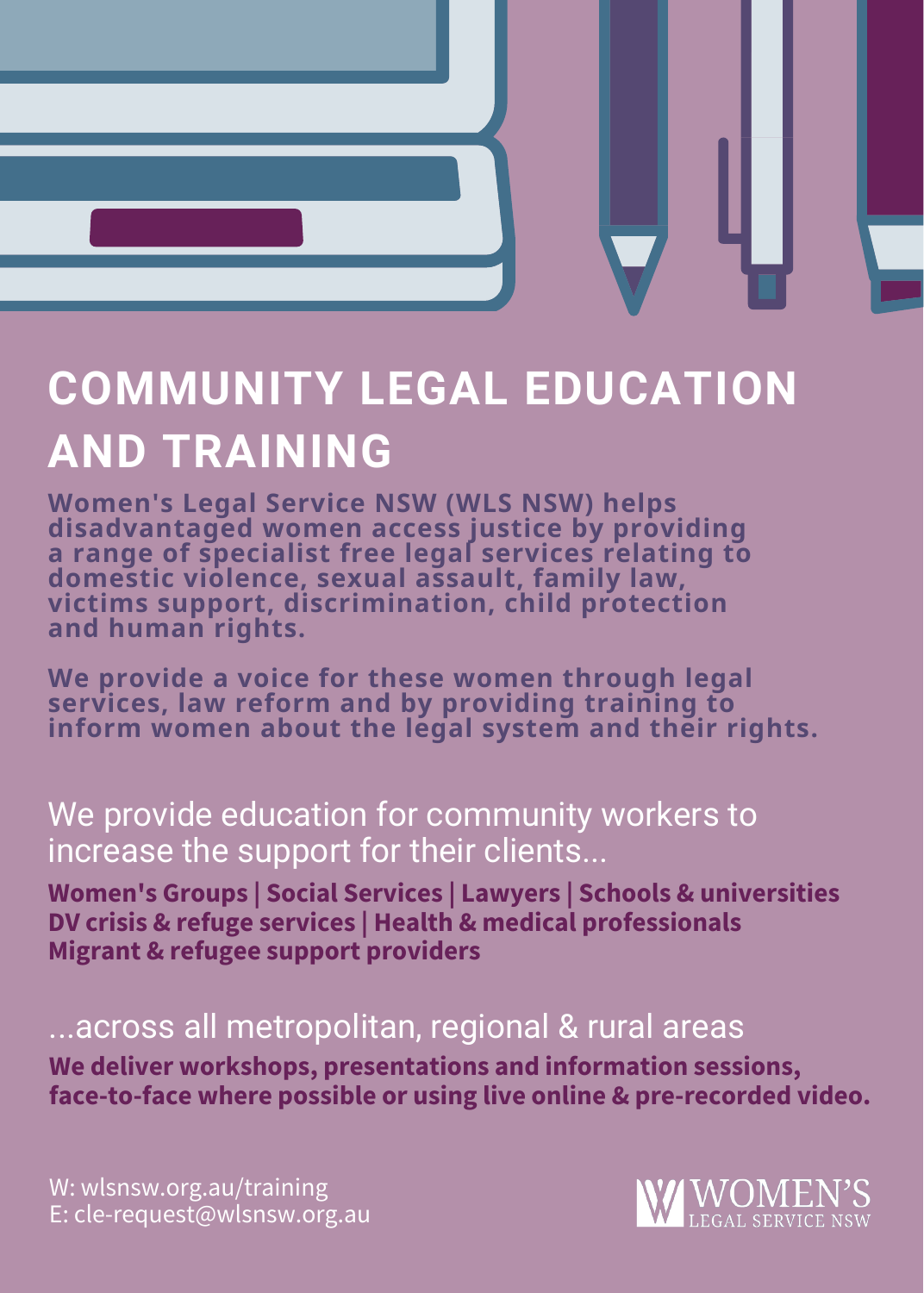# COMMUNITY LEGAL EDUCATION AND TRAINING

**Women's Legal Service NSW (WLS NSW) helps disadvantaged women access justice by providing a range of specialist free legal services relating to domestic violence, sexual assault, family law, victims support, discrimination, child protection and human rights.**

**We provide a voice for these women through legal services, law reform and by providing training to inform women about the legal system and their rights.**

## We provide education for community workers to increase the support for their clients...

**Women's Groups | Social Services | Lawyers | Schools & universities DV crisis & refuge services | Health & medical professionals Migrant & refugee support providers**

## ...across all metropolitan, regional & rural areas

**We deliver workshops, presentations and information sessions, face-to-face where possible or using live online & pre-recorded video.**

W: wlsnsw.org.au/training
E: cle-request@wlsnsw.org.au

WOMEN'S LEGAL SERVICE NSW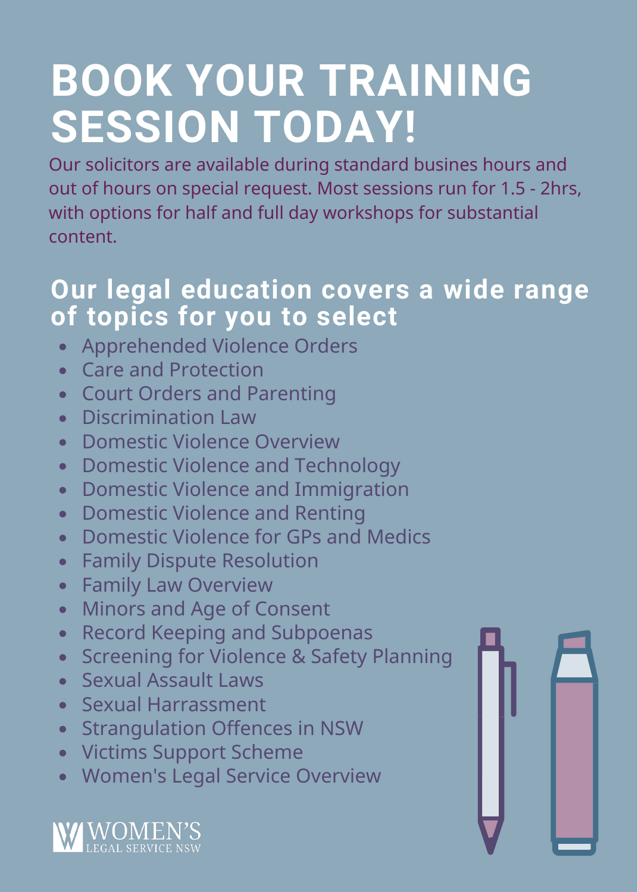# BOOK YOUR TRAINING SESSION TODAY!

Our solicitors are available during standard busines hours and out of hours on special request. Most sessions run for 1.5 - 2hrs, with options for half and full day workshops for substantial content.

## Our legal education covers a wide range of topics for you to select

- Apprehended Violence Orders
- Care and Protection
- Court Orders and Parenting
- Discrimination Law
- Domestic Violence Overview
- Domestic Violence and Technology
- Domestic Violence and Immigration
- Domestic Violence and Renting
- Domestic Violence for GPs and Medics
- Family Dispute Resolution
- Family Law Overview
- Minors and Age of Consent
- Record Keeping and Subpoenas
- Screening for Violence & Safety Planning
- Sexual Assault Laws
- Sexual Harrassment
- Strangulation Offences in NSW
- Victims Support Scheme
- Women's Legal Service Overview

WOMEN'S LEGAL SERVICE NSW